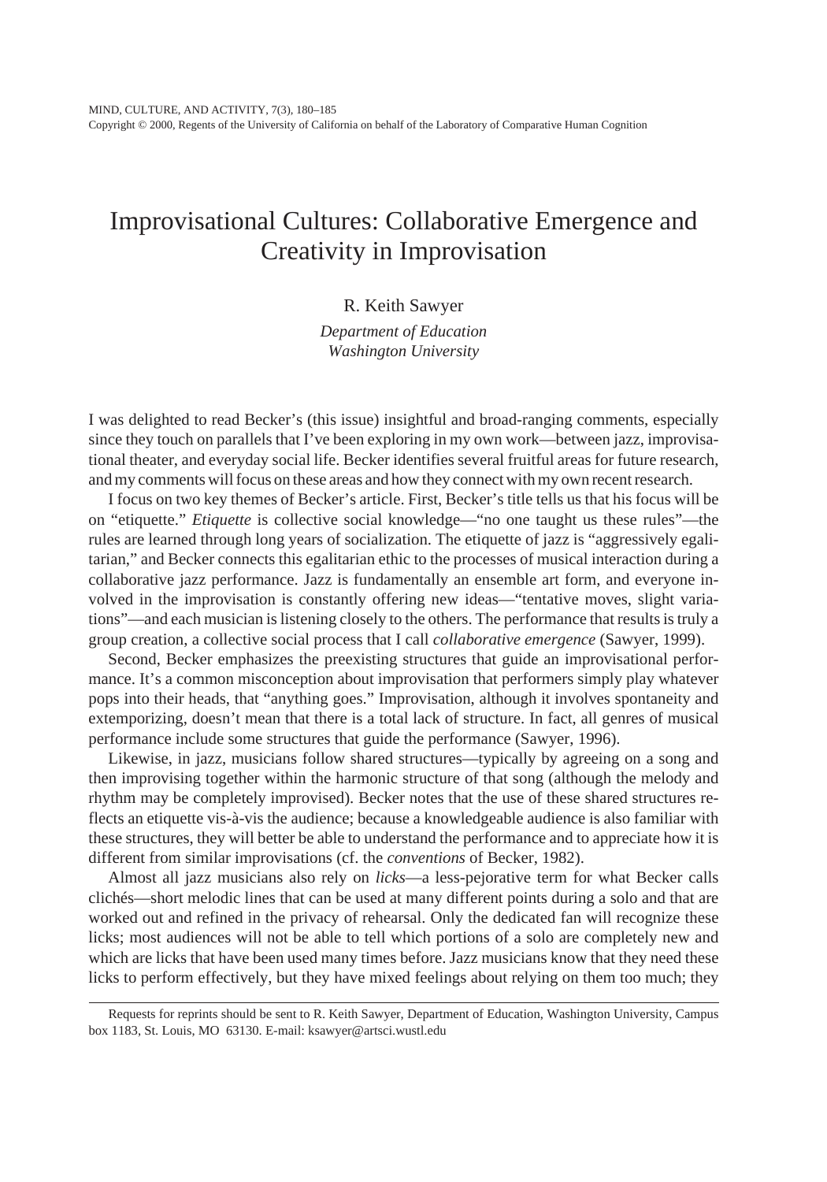# Improvisational Cultures: Collaborative Emergence and Creativity in Improvisation

R. Keith Sawyer

*Department of Education*
*Washington University*

I was delighted to read Becker's (this issue) insightful and broad-ranging comments, especially since they touch on parallels that I've been exploring in my own work—between jazz, improvisational theater, and everyday social life. Becker identifies several fruitful areas for future research, and my comments will focus on these areas and how they connect with my own recent research.

I focus on two key themes of Becker's article. First, Becker's title tells us that his focus will be on "etiquette." *Etiquette* is collective social knowledge—"no one taught us these rules"—the rules are learned through long years of socialization. The etiquette of jazz is "aggressively egalitarian," and Becker connects this egalitarian ethic to the processes of musical interaction during a collaborative jazz performance. Jazz is fundamentally an ensemble art form, and everyone involved in the improvisation is constantly offering new ideas—"tentative moves, slight variations"—and each musician is listening closely to the others. The performance that results is truly a group creation, a collective social process that I call *collaborative emergence* (Sawyer, 1999).

Second, Becker emphasizes the preexisting structures that guide an improvisational performance. It's a common misconception about improvisation that performers simply play whatever pops into their heads, that "anything goes." Improvisation, although it involves spontaneity and extemporizing, doesn't mean that there is a total lack of structure. In fact, all genres of musical performance include some structures that guide the performance (Sawyer, 1996).

Likewise, in jazz, musicians follow shared structures—typically by agreeing on a song and then improvising together within the harmonic structure of that song (although the melody and rhythm may be completely improvised). Becker notes that the use of these shared structures reflects an etiquette vis-à-vis the audience; because a knowledgeable audience is also familiar with these structures, they will better be able to understand the performance and to appreciate how it is different from similar improvisations (cf. the *conventions* of Becker, 1982).

Almost all jazz musicians also rely on *licks*—a less-pejorative term for what Becker calls clichés—short melodic lines that can be used at many different points during a solo and that are worked out and refined in the privacy of rehearsal. Only the dedicated fan will recognize these licks; most audiences will not be able to tell which portions of a solo are completely new and which are licks that have been used many times before. Jazz musicians know that they need these licks to perform effectively, but they have mixed feelings about relying on them too much; they

Requests for reprints should be sent to R. Keith Sawyer, Department of Education, Washington University, Campus box 1183, St. Louis, MO 63130. E-mail: ksawyer@artsci.wustl.edu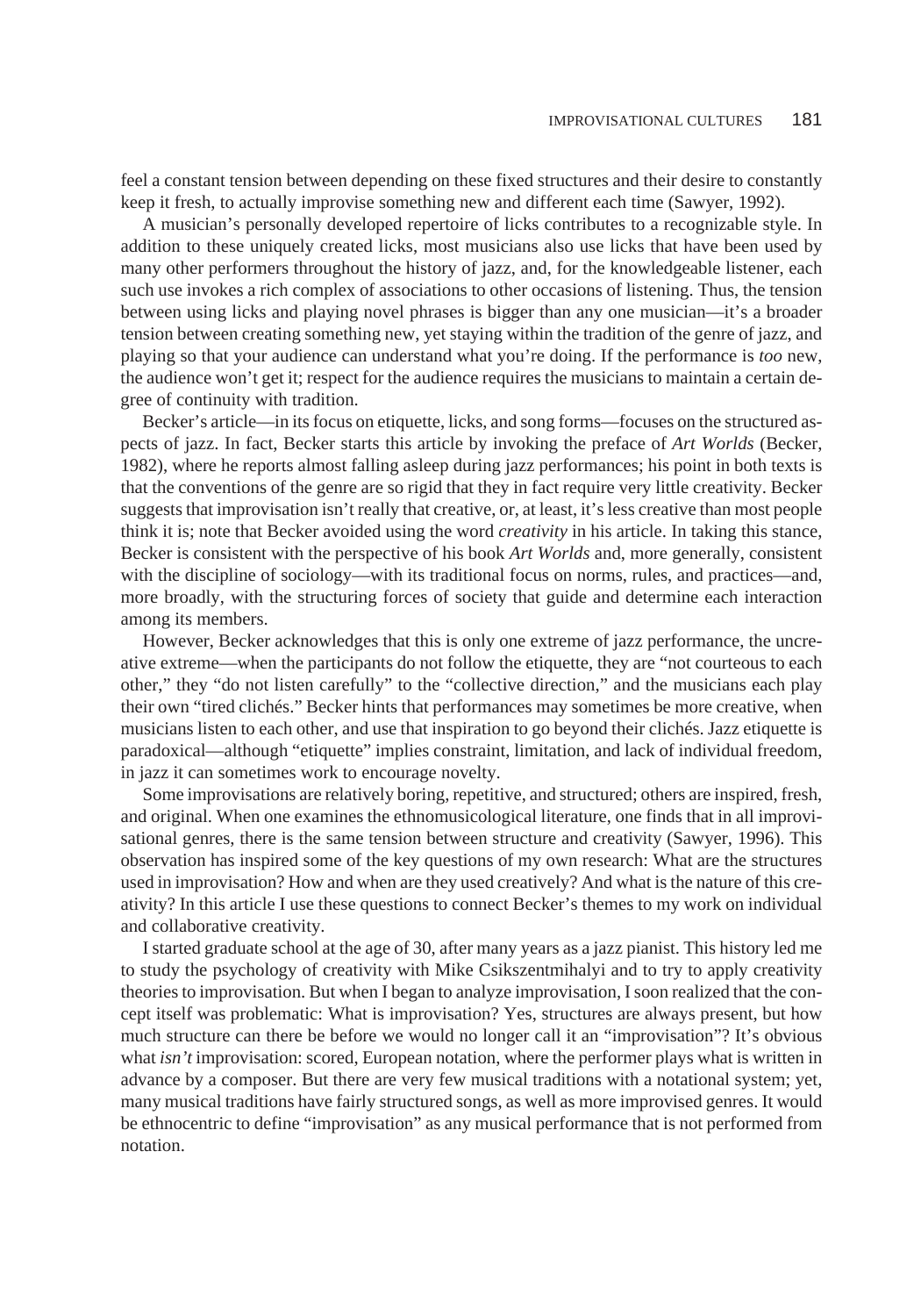feel a constant tension between depending on these fixed structures and their desire to constantly keep it fresh, to actually improvise something new and different each time (Sawyer, 1992).

A musician's personally developed repertoire of licks contributes to a recognizable style. In addition to these uniquely created licks, most musicians also use licks that have been used by many other performers throughout the history of jazz, and, for the knowledgeable listener, each such use invokes a rich complex of associations to other occasions of listening. Thus, the tension between using licks and playing novel phrases is bigger than any one musician—it's a broader tension between creating something new, yet staying within the tradition of the genre of jazz, and playing so that your audience can understand what you're doing. If the performance is *too* new, the audience won't get it; respect for the audience requires the musicians to maintain a certain degree of continuity with tradition.

Becker's article—in its focus on etiquette, licks, and song forms—focuses on the structured aspects of jazz. In fact, Becker starts this article by invoking the preface of *Art Worlds* (Becker, 1982), where he reports almost falling asleep during jazz performances; his point in both texts is that the conventions of the genre are so rigid that they in fact require very little creativity. Becker suggests that improvisation isn't really that creative, or, at least, it's less creative than most people think it is; note that Becker avoided using the word *creativity* in his article. In taking this stance, Becker is consistent with the perspective of his book *Art Worlds* and, more generally, consistent with the discipline of sociology—with its traditional focus on norms, rules, and practices—and, more broadly, with the structuring forces of society that guide and determine each interaction among its members.

However, Becker acknowledges that this is only one extreme of jazz performance, the uncreative extreme—when the participants do not follow the etiquette, they are "not courteous to each other," they "do not listen carefully" to the "collective direction," and the musicians each play their own "tired clichés." Becker hints that performances may sometimes be more creative, when musicians listen to each other, and use that inspiration to go beyond their clichés. Jazz etiquette is paradoxical—although "etiquette" implies constraint, limitation, and lack of individual freedom, in jazz it can sometimes work to encourage novelty.

Some improvisations are relatively boring, repetitive, and structured; others are inspired, fresh, and original. When one examines the ethnomusicological literature, one finds that in all improvisational genres, there is the same tension between structure and creativity (Sawyer, 1996). This observation has inspired some of the key questions of my own research: What are the structures used in improvisation? How and when are they used creatively? And what is the nature of this creativity? In this article I use these questions to connect Becker's themes to my work on individual and collaborative creativity.

I started graduate school at the age of 30, after many years as a jazz pianist. This history led me to study the psychology of creativity with Mike Csikszentmihalyi and to try to apply creativity theories to improvisation. But when I began to analyze improvisation, I soon realized that the concept itself was problematic: What is improvisation? Yes, structures are always present, but how much structure can there be before we would no longer call it an "improvisation"? It's obvious what *isn't* improvisation: scored, European notation, where the performer plays what is written in advance by a composer. But there are very few musical traditions with a notational system; yet, many musical traditions have fairly structured songs, as well as more improvised genres. It would be ethnocentric to define "improvisation" as any musical performance that is not performed from notation.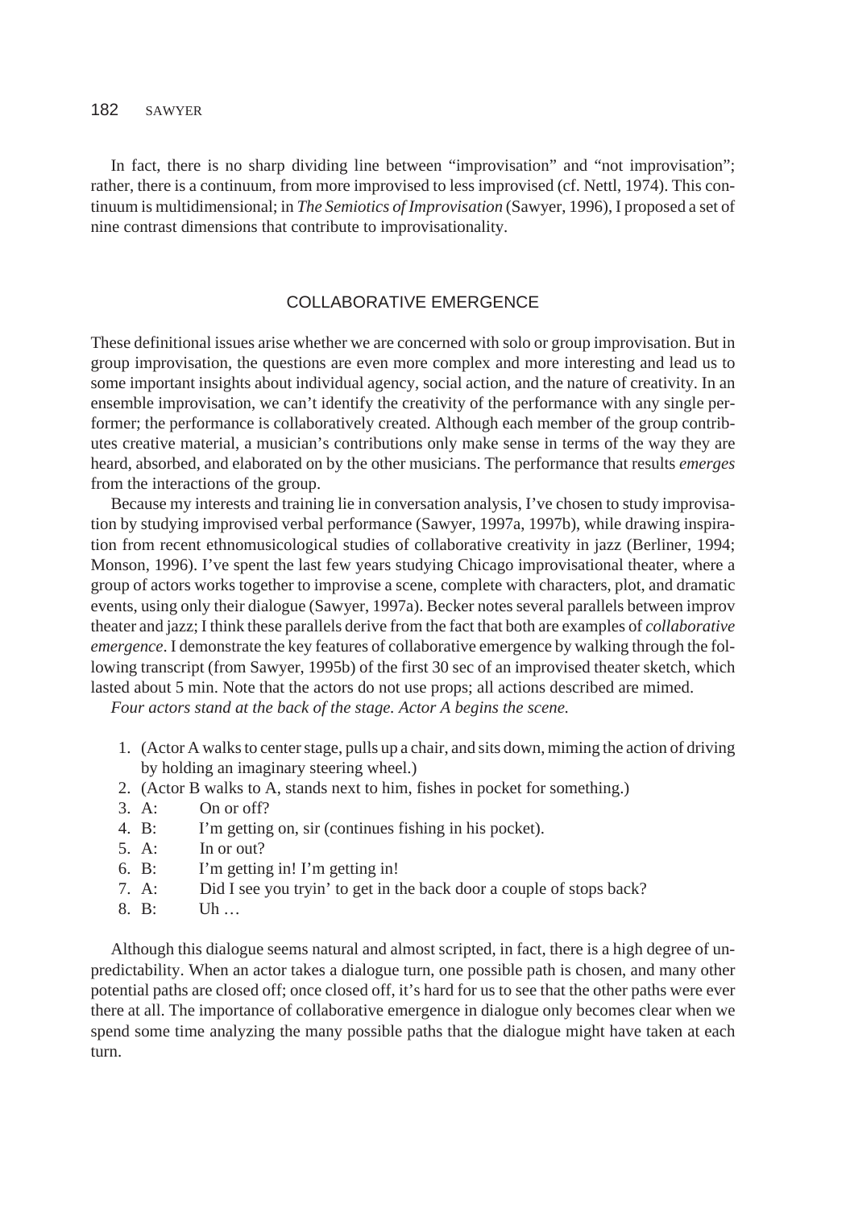In fact, there is no sharp dividing line between "improvisation" and "not improvisation"; rather, there is a continuum, from more improvised to less improvised (cf. Nettl, 1974). This continuum is multidimensional; in *The Semiotics of Improvisation* (Sawyer, 1996), I proposed a set of nine contrast dimensions that contribute to improvisationality.

## COLLABORATIVE EMERGENCE

These definitional issues arise whether we are concerned with solo or group improvisation. But in group improvisation, the questions are even more complex and more interesting and lead us to some important insights about individual agency, social action, and the nature of creativity. In an ensemble improvisation, we can't identify the creativity of the performance with any single performer; the performance is collaboratively created. Although each member of the group contributes creative material, a musician's contributions only make sense in terms of the way they are heard, absorbed, and elaborated on by the other musicians. The performance that results *emerges* from the interactions of the group.

Because my interests and training lie in conversation analysis, I've chosen to study improvisation by studying improvised verbal performance (Sawyer, 1997a, 1997b), while drawing inspiration from recent ethnomusicological studies of collaborative creativity in jazz (Berliner, 1994; Monson, 1996). I've spent the last few years studying Chicago improvisational theater, where a group of actors works together to improvise a scene, complete with characters, plot, and dramatic events, using only their dialogue (Sawyer, 1997a). Becker notes several parallels between improv theater and jazz; I think these parallels derive from the fact that both are examples of *collaborative emergence*. I demonstrate the key features of collaborative emergence by walking through the following transcript (from Sawyer, 1995b) of the first 30 sec of an improvised theater sketch, which lasted about 5 min. Note that the actors do not use props; all actions described are mimed.

*Four actors stand at the back of the stage. Actor A begins the scene.*

1. (Actor A walks to center stage, pulls up a chair, and sits down, miming the action of driving by holding an imaginary steering wheel.)
2. (Actor B walks to A, stands next to him, fishes in pocket for something.)
3. A: On or off?
4. B: I'm getting on, sir (continues fishing in his pocket).
5. A: In or out?
6. B: I'm getting in! I'm getting in!
7. A: Did I see you tryin' to get in the back door a couple of stops back?
8. B: Uh …

Although this dialogue seems natural and almost scripted, in fact, there is a high degree of unpredictability. When an actor takes a dialogue turn, one possible path is chosen, and many other potential paths are closed off; once closed off, it's hard for us to see that the other paths were ever there at all. The importance of collaborative emergence in dialogue only becomes clear when we spend some time analyzing the many possible paths that the dialogue might have taken at each turn.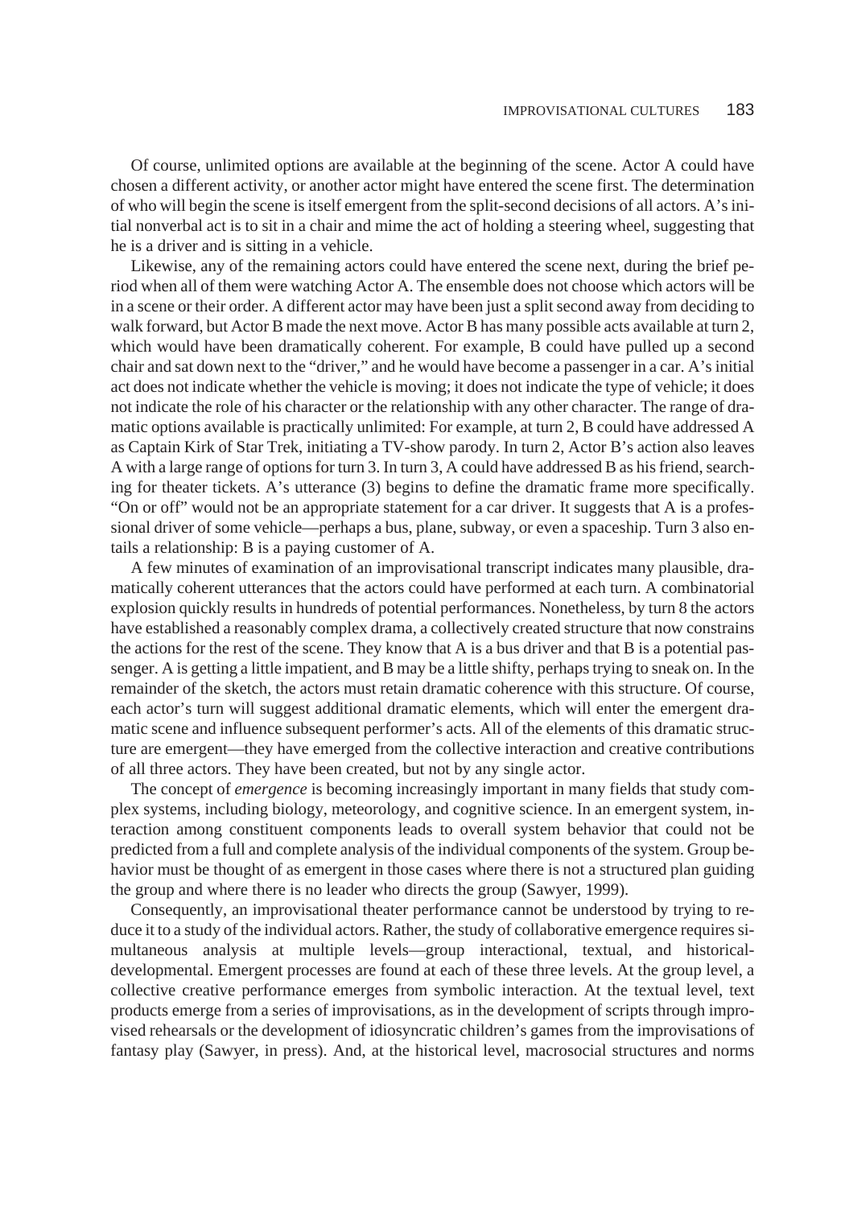Of course, unlimited options are available at the beginning of the scene. Actor A could have chosen a different activity, or another actor might have entered the scene first. The determination of who will begin the scene is itself emergent from the split-second decisions of all actors. A's initial nonverbal act is to sit in a chair and mime the act of holding a steering wheel, suggesting that he is a driver and is sitting in a vehicle.

Likewise, any of the remaining actors could have entered the scene next, during the brief period when all of them were watching Actor A. The ensemble does not choose which actors will be in a scene or their order. A different actor may have been just a split second away from deciding to walk forward, but Actor B made the next move. Actor B has many possible acts available at turn 2, which would have been dramatically coherent. For example, B could have pulled up a second chair and sat down next to the "driver," and he would have become a passenger in a car. A's initial act does not indicate whether the vehicle is moving; it does not indicate the type of vehicle; it does not indicate the role of his character or the relationship with any other character. The range of dramatic options available is practically unlimited: For example, at turn 2, B could have addressed A as Captain Kirk of Star Trek, initiating a TV-show parody. In turn 2, Actor B's action also leaves A with a large range of options for turn 3. In turn 3, A could have addressed B as his friend, searching for theater tickets. A's utterance (3) begins to define the dramatic frame more specifically. "On or off" would not be an appropriate statement for a car driver. It suggests that A is a professional driver of some vehicle—perhaps a bus, plane, subway, or even a spaceship. Turn 3 also entails a relationship: B is a paying customer of A.

A few minutes of examination of an improvisational transcript indicates many plausible, dramatically coherent utterances that the actors could have performed at each turn. A combinatorial explosion quickly results in hundreds of potential performances. Nonetheless, by turn 8 the actors have established a reasonably complex drama, a collectively created structure that now constrains the actions for the rest of the scene. They know that A is a bus driver and that B is a potential passenger. A is getting a little impatient, and B may be a little shifty, perhaps trying to sneak on. In the remainder of the sketch, the actors must retain dramatic coherence with this structure. Of course, each actor's turn will suggest additional dramatic elements, which will enter the emergent dramatic scene and influence subsequent performer's acts. All of the elements of this dramatic structure are emergent—they have emerged from the collective interaction and creative contributions of all three actors. They have been created, but not by any single actor.

The concept of *emergence* is becoming increasingly important in many fields that study complex systems, including biology, meteorology, and cognitive science. In an emergent system, interaction among constituent components leads to overall system behavior that could not be predicted from a full and complete analysis of the individual components of the system. Group behavior must be thought of as emergent in those cases where there is not a structured plan guiding the group and where there is no leader who directs the group (Sawyer, 1999).

Consequently, an improvisational theater performance cannot be understood by trying to reduce it to a study of the individual actors. Rather, the study of collaborative emergence requires simultaneous analysis at multiple levels—group interactional, textual, and historical-developmental. Emergent processes are found at each of these three levels. At the group level, a collective creative performance emerges from symbolic interaction. At the textual level, text products emerge from a series of improvisations, as in the development of scripts through improvised rehearsals or the development of idiosyncratic children's games from the improvisations of fantasy play (Sawyer, in press). And, at the historical level, macrosocial structures and norms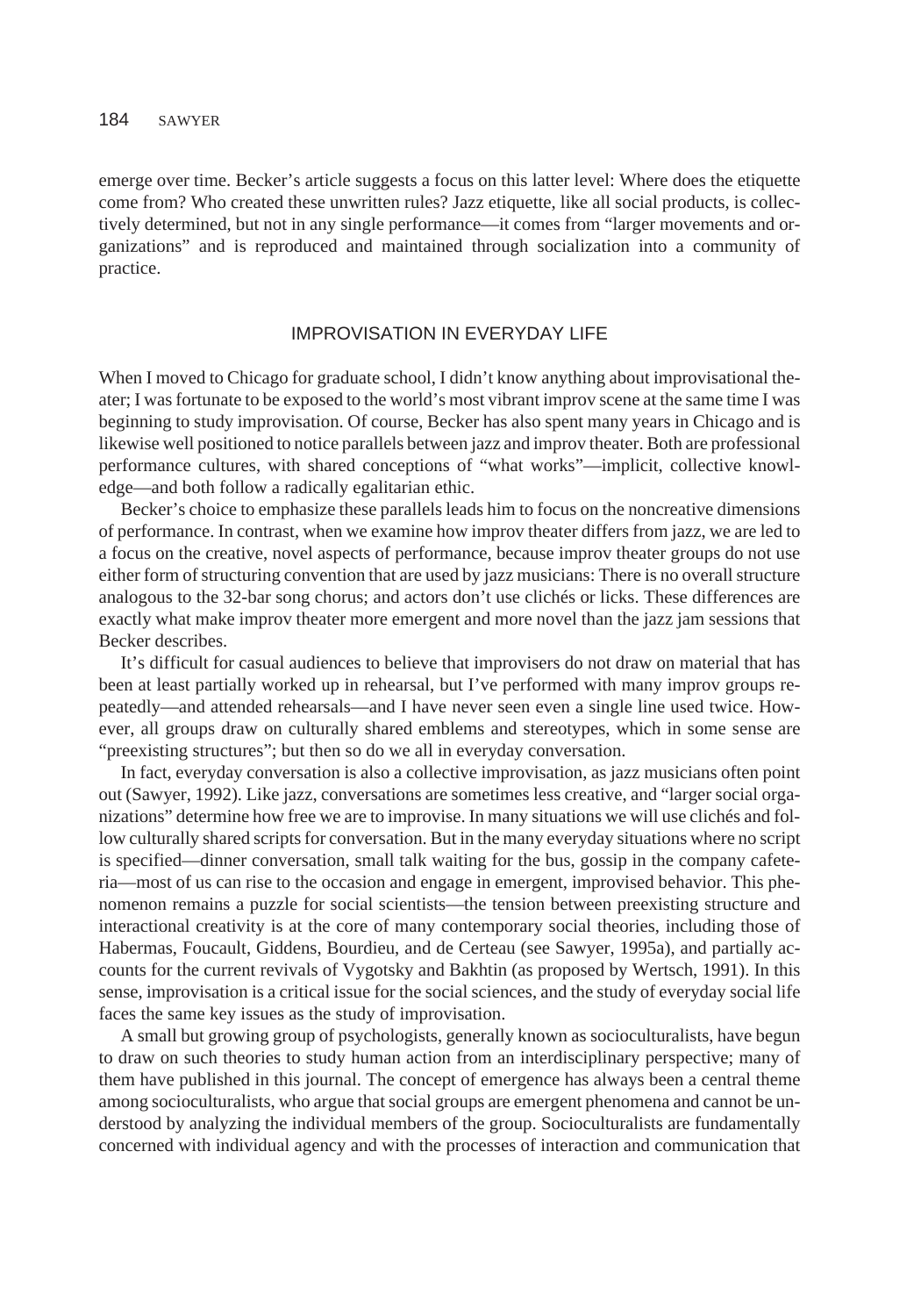emerge over time. Becker's article suggests a focus on this latter level: Where does the etiquette come from? Who created these unwritten rules? Jazz etiquette, like all social products, is collectively determined, but not in any single performance—it comes from "larger movements and organizations" and is reproduced and maintained through socialization into a community of practice.

## IMPROVISATION IN EVERYDAY LIFE

When I moved to Chicago for graduate school, I didn't know anything about improvisational theater; I was fortunate to be exposed to the world's most vibrant improv scene at the same time I was beginning to study improvisation. Of course, Becker has also spent many years in Chicago and is likewise well positioned to notice parallels between jazz and improv theater. Both are professional performance cultures, with shared conceptions of "what works"—implicit, collective knowledge—and both follow a radically egalitarian ethic.

Becker's choice to emphasize these parallels leads him to focus on the noncreative dimensions of performance. In contrast, when we examine how improv theater differs from jazz, we are led to a focus on the creative, novel aspects of performance, because improv theater groups do not use either form of structuring convention that are used by jazz musicians: There is no overall structure analogous to the 32-bar song chorus; and actors don't use clichés or licks. These differences are exactly what make improv theater more emergent and more novel than the jazz jam sessions that Becker describes.

It's difficult for casual audiences to believe that improvisers do not draw on material that has been at least partially worked up in rehearsal, but I've performed with many improv groups repeatedly—and attended rehearsals—and I have never seen even a single line used twice. However, all groups draw on culturally shared emblems and stereotypes, which in some sense are "preexisting structures"; but then so do we all in everyday conversation.

In fact, everyday conversation is also a collective improvisation, as jazz musicians often point out (Sawyer, 1992). Like jazz, conversations are sometimes less creative, and "larger social organizations" determine how free we are to improvise. In many situations we will use clichés and follow culturally shared scripts for conversation. But in the many everyday situations where no script is specified—dinner conversation, small talk waiting for the bus, gossip in the company cafeteria—most of us can rise to the occasion and engage in emergent, improvised behavior. This phenomenon remains a puzzle for social scientists—the tension between preexisting structure and interactional creativity is at the core of many contemporary social theories, including those of Habermas, Foucault, Giddens, Bourdieu, and de Certeau (see Sawyer, 1995a), and partially accounts for the current revivals of Vygotsky and Bakhtin (as proposed by Wertsch, 1991). In this sense, improvisation is a critical issue for the social sciences, and the study of everyday social life faces the same key issues as the study of improvisation.

A small but growing group of psychologists, generally known as socioculturalists, have begun to draw on such theories to study human action from an interdisciplinary perspective; many of them have published in this journal. The concept of emergence has always been a central theme among socioculturalists, who argue that social groups are emergent phenomena and cannot be understood by analyzing the individual members of the group. Socioculturalists are fundamentally concerned with individual agency and with the processes of interaction and communication that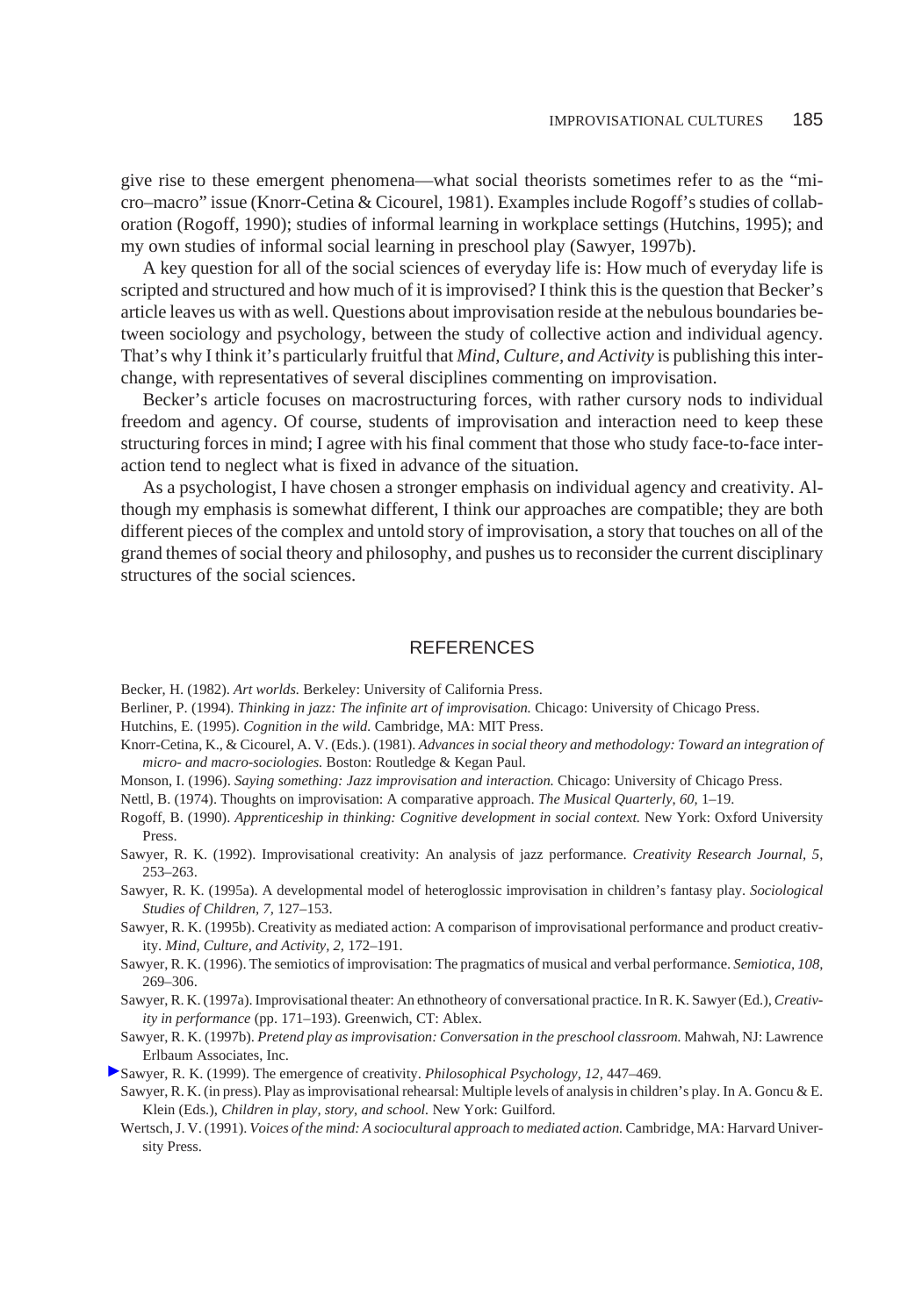give rise to these emergent phenomena—what social theorists sometimes refer to as the "micro–macro" issue (Knorr-Cetina & Cicourel, 1981). Examples include Rogoff's studies of collaboration (Rogoff, 1990); studies of informal learning in workplace settings (Hutchins, 1995); and my own studies of informal social learning in preschool play (Sawyer, 1997b).

A key question for all of the social sciences of everyday life is: How much of everyday life is scripted and structured and how much of it is improvised? I think this is the question that Becker's article leaves us with as well. Questions about improvisation reside at the nebulous boundaries between sociology and psychology, between the study of collective action and individual agency. That's why I think it's particularly fruitful that *Mind, Culture, and Activity* is publishing this interchange, with representatives of several disciplines commenting on improvisation.

Becker's article focuses on macrostructuring forces, with rather cursory nods to individual freedom and agency. Of course, students of improvisation and interaction need to keep these structuring forces in mind; I agree with his final comment that those who study face-to-face interaction tend to neglect what is fixed in advance of the situation.

As a psychologist, I have chosen a stronger emphasis on individual agency and creativity. Although my emphasis is somewhat different, I think our approaches are compatible; they are both different pieces of the complex and untold story of improvisation, a story that touches on all of the grand themes of social theory and philosophy, and pushes us to reconsider the current disciplinary structures of the social sciences.

## REFERENCES

Becker, H. (1982). *Art worlds.* Berkeley: University of California Press.

Berliner, P. (1994). *Thinking in jazz: The infinite art of improvisation.* Chicago: University of Chicago Press.

Hutchins, E. (1995). *Cognition in the wild.* Cambridge, MA: MIT Press.

Knorr-Cetina, K., & Cicourel, A. V. (Eds.). (1981). *Advances in social theory and methodology: Toward an integration of micro- and macro-sociologies.* Boston: Routledge & Kegan Paul.

Monson, I. (1996). *Saying something: Jazz improvisation and interaction.* Chicago: University of Chicago Press.

Nettl, B. (1974). Thoughts on improvisation: A comparative approach. *The Musical Quarterly, 60,* 1–19.

Rogoff, B. (1990). *Apprenticeship in thinking: Cognitive development in social context.* New York: Oxford University Press.

Sawyer, R. K. (1992). Improvisational creativity: An analysis of jazz performance. *Creativity Research Journal, 5,* 253–263.

Sawyer, R. K. (1995a). A developmental model of heteroglossic improvisation in children's fantasy play. *Sociological Studies of Children, 7,* 127–153.

Sawyer, R. K. (1995b). Creativity as mediated action: A comparison of improvisational performance and product creativity. *Mind, Culture, and Activity, 2,* 172–191.

Sawyer, R. K. (1996). The semiotics of improvisation: The pragmatics of musical and verbal performance. *Semiotica, 108,* 269–306.

Sawyer, R. K. (1997a). Improvisational theater: An ethnotheory of conversational practice. In R. K. Sawyer (Ed.), *Creativity in performance* (pp. 171–193). Greenwich, CT: Ablex.

Sawyer, R. K. (1997b). *Pretend play as improvisation: Conversation in the preschool classroom.* Mahwah, NJ: Lawrence Erlbaum Associates, Inc.

Sawyer, R. K. (1999). The emergence of creativity. *Philosophical Psychology, 12,* 447–469.

Sawyer, R. K. (in press). Play as improvisational rehearsal: Multiple levels of analysis in children's play. In A. Goncu & E. Klein (Eds.), *Children in play, story, and school.* New York: Guilford.

Wertsch, J. V. (1991). *Voices of the mind: A sociocultural approach to mediated action.* Cambridge, MA: Harvard University Press.